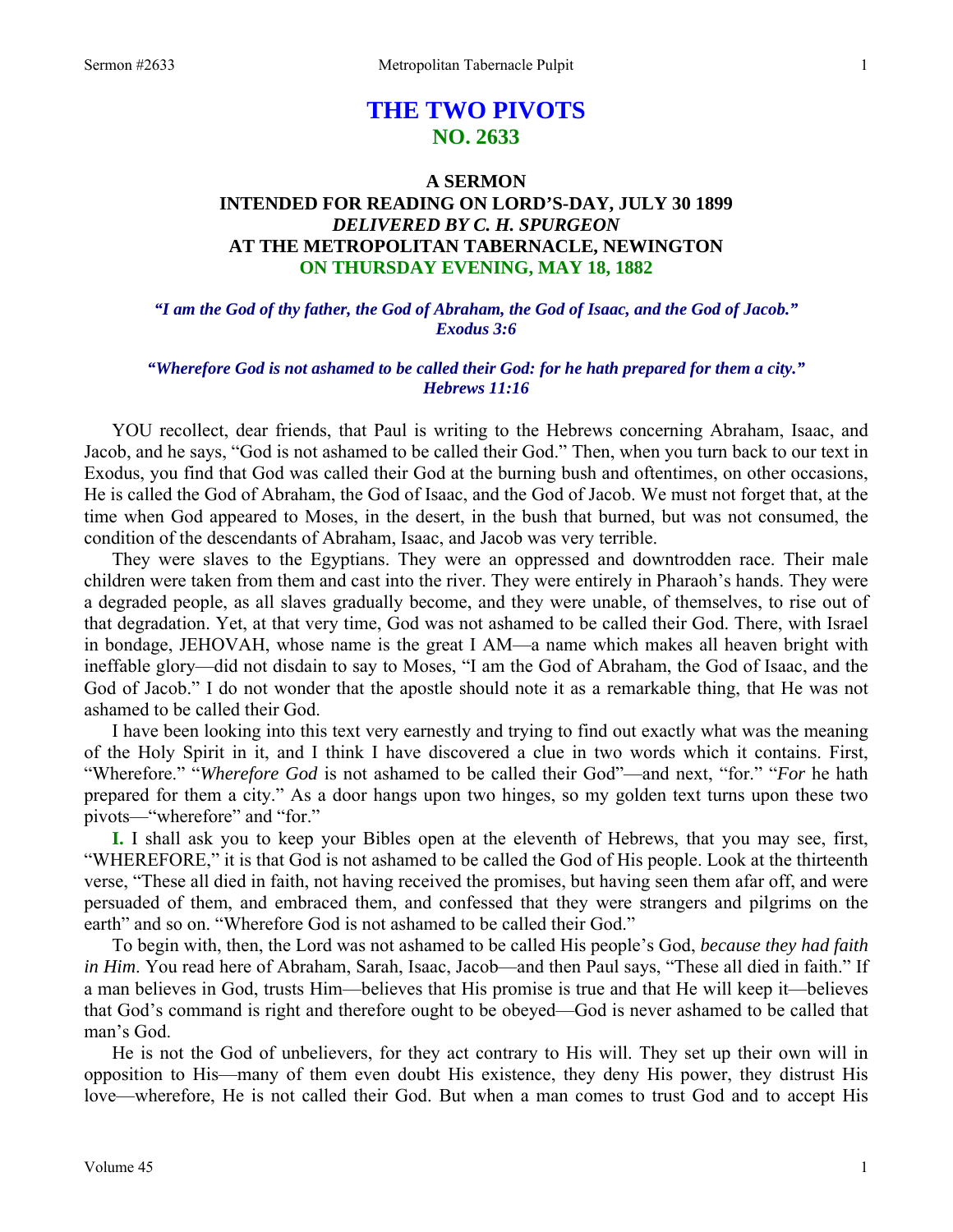# THE TWO PIVOTS
## NO. 2633

### A SERMON
### INTENDED FOR READING ON LORD'S-DAY, JULY 30 1899
### *DELIVERED BY C. H. SPURGEON*
### AT THE METROPOLITAN TABERNACLE, NEWINGTON
### ON THURSDAY EVENING, MAY 18, 1882

***"I am the God of thy father, the God of Abraham, the God of Isaac, and the God of Jacob." Exodus 3:6***

***"Wherefore God is not ashamed to be called their God: for he hath prepared for them a city." Hebrews 11:16***

YOU recollect, dear friends, that Paul is writing to the Hebrews concerning Abraham, Isaac, and Jacob, and he says, "God is not ashamed to be called their God." Then, when you turn back to our text in Exodus, you find that God was called their God at the burning bush and oftentimes, on other occasions, He is called the God of Abraham, the God of Isaac, and the God of Jacob. We must not forget that, at the time when God appeared to Moses, in the desert, in the bush that burned, but was not consumed, the condition of the descendants of Abraham, Isaac, and Jacob was very terrible.

They were slaves to the Egyptians. They were an oppressed and downtrodden race. Their male children were taken from them and cast into the river. They were entirely in Pharaoh's hands. They were a degraded people, as all slaves gradually become, and they were unable, of themselves, to rise out of that degradation. Yet, at that very time, God was not ashamed to be called their God. There, with Israel in bondage, JEHOVAH, whose name is the great I AM—a name which makes all heaven bright with ineffable glory—did not disdain to say to Moses, "I am the God of Abraham, the God of Isaac, and the God of Jacob." I do not wonder that the apostle should note it as a remarkable thing, that He was not ashamed to be called their God.

I have been looking into this text very earnestly and trying to find out exactly what was the meaning of the Holy Spirit in it, and I think I have discovered a clue in two words which it contains. First, "Wherefore." "*Wherefore God* is not ashamed to be called their God"—and next, "for." "*For* he hath prepared for them a city." As a door hangs upon two hinges, so my golden text turns upon these two pivots—"wherefore" and "for."

**I.** I shall ask you to keep your Bibles open at the eleventh of Hebrews, that you may see, first, "WHEREFORE," it is that God is not ashamed to be called the God of His people. Look at the thirteenth verse, "These all died in faith, not having received the promises, but having seen them afar off, and were persuaded of them, and embraced them, and confessed that they were strangers and pilgrims on the earth" and so on. "Wherefore God is not ashamed to be called their God."

To begin with, then, the Lord was not ashamed to be called His people's God, *because they had faith in Him*. You read here of Abraham, Sarah, Isaac, Jacob—and then Paul says, "These all died in faith." If a man believes in God, trusts Him—believes that His promise is true and that He will keep it—believes that God's command is right and therefore ought to be obeyed—God is never ashamed to be called that man's God.

He is not the God of unbelievers, for they act contrary to His will. They set up their own will in opposition to His—many of them even doubt His existence, they deny His power, they distrust His love—wherefore, He is not called their God. But when a man comes to trust God and to accept His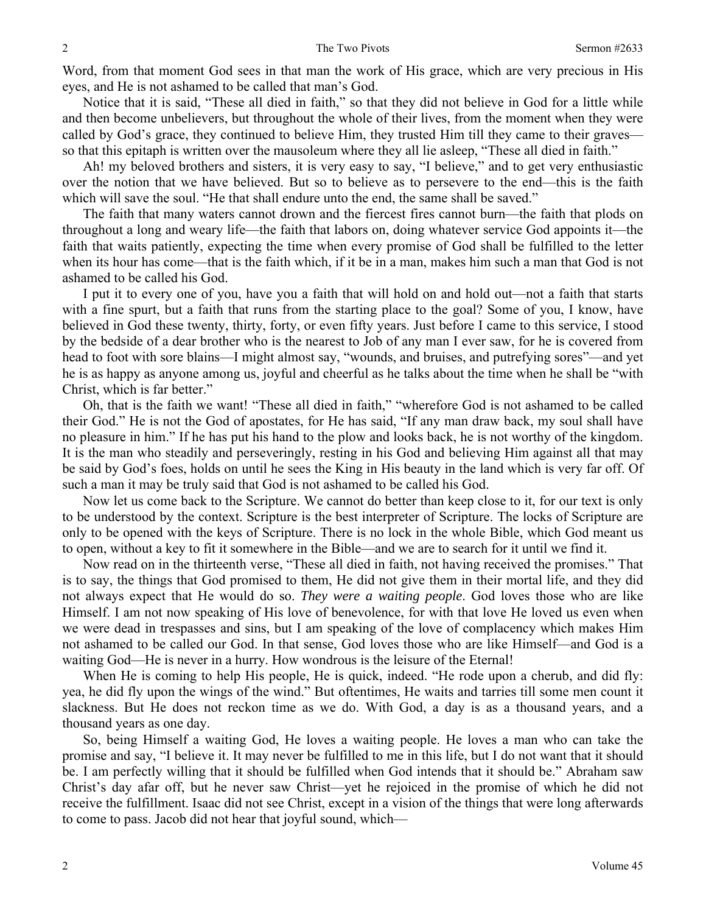Word, from that moment God sees in that man the work of His grace, which are very precious in His eyes, and He is not ashamed to be called that man's God.

Notice that it is said, "These all died in faith," so that they did not believe in God for a little while and then become unbelievers, but throughout the whole of their lives, from the moment when they were called by God's grace, they continued to believe Him, they trusted Him till they came to their graves—so that this epitaph is written over the mausoleum where they all lie asleep, "These all died in faith."

Ah! my beloved brothers and sisters, it is very easy to say, "I believe," and to get very enthusiastic over the notion that we have believed. But so to believe as to persevere to the end—this is the faith which will save the soul. "He that shall endure unto the end, the same shall be saved."

The faith that many waters cannot drown and the fiercest fires cannot burn—the faith that plods on throughout a long and weary life—the faith that labors on, doing whatever service God appoints it—the faith that waits patiently, expecting the time when every promise of God shall be fulfilled to the letter when its hour has come—that is the faith which, if it be in a man, makes him such a man that God is not ashamed to be called his God.

I put it to every one of you, have you a faith that will hold on and hold out—not a faith that starts with a fine spurt, but a faith that runs from the starting place to the goal? Some of you, I know, have believed in God these twenty, thirty, forty, or even fifty years. Just before I came to this service, I stood by the bedside of a dear brother who is the nearest to Job of any man I ever saw, for he is covered from head to foot with sore blains—I might almost say, "wounds, and bruises, and putrefying sores"—and yet he is as happy as anyone among us, joyful and cheerful as he talks about the time when he shall be "with Christ, which is far better."

Oh, that is the faith we want! "These all died in faith," "wherefore God is not ashamed to be called their God." He is not the God of apostates, for He has said, "If any man draw back, my soul shall have no pleasure in him." If he has put his hand to the plow and looks back, he is not worthy of the kingdom. It is the man who steadily and perseveringly, resting in his God and believing Him against all that may be said by God's foes, holds on until he sees the King in His beauty in the land which is very far off. Of such a man it may be truly said that God is not ashamed to be called his God.

Now let us come back to the Scripture. We cannot do better than keep close to it, for our text is only to be understood by the context. Scripture is the best interpreter of Scripture. The locks of Scripture are only to be opened with the keys of Scripture. There is no lock in the whole Bible, which God meant us to open, without a key to fit it somewhere in the Bible—and we are to search for it until we find it.

Now read on in the thirteenth verse, "These all died in faith, not having received the promises." That is to say, the things that God promised to them, He did not give them in their mortal life, and they did not always expect that He would do so. *They were a waiting people*. God loves those who are like Himself. I am not now speaking of His love of benevolence, for with that love He loved us even when we were dead in trespasses and sins, but I am speaking of the love of complacency which makes Him not ashamed to be called our God. In that sense, God loves those who are like Himself—and God is a waiting God—He is never in a hurry. How wondrous is the leisure of the Eternal!

When He is coming to help His people, He is quick, indeed. "He rode upon a cherub, and did fly: yea, he did fly upon the wings of the wind." But oftentimes, He waits and tarries till some men count it slackness. But He does not reckon time as we do. With God, a day is as a thousand years, and a thousand years as one day.

So, being Himself a waiting God, He loves a waiting people. He loves a man who can take the promise and say, "I believe it. It may never be fulfilled to me in this life, but I do not want that it should be. I am perfectly willing that it should be fulfilled when God intends that it should be." Abraham saw Christ's day afar off, but he never saw Christ—yet he rejoiced in the promise of which he did not receive the fulfillment. Isaac did not see Christ, except in a vision of the things that were long afterwards to come to pass. Jacob did not hear that joyful sound, which—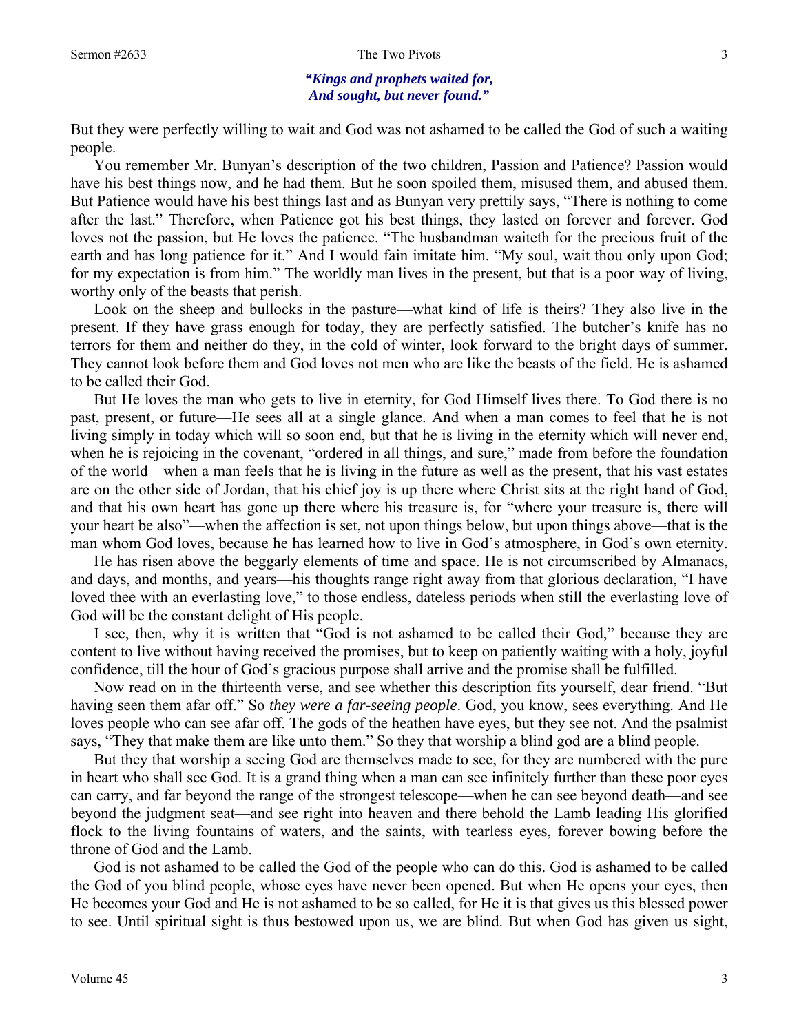*"Kings and prophets waited for,*
*And sought, but never found."*

But they were perfectly willing to wait and God was not ashamed to be called the God of such a waiting people.

You remember Mr. Bunyan's description of the two children, Passion and Patience? Passion would have his best things now, and he had them. But he soon spoiled them, misused them, and abused them. But Patience would have his best things last and as Bunyan very prettily says, "There is nothing to come after the last." Therefore, when Patience got his best things, they lasted on forever and forever. God loves not the passion, but He loves the patience. "The husbandman waiteth for the precious fruit of the earth and has long patience for it." And I would fain imitate him. "My soul, wait thou only upon God; for my expectation is from him." The worldly man lives in the present, but that is a poor way of living, worthy only of the beasts that perish.

Look on the sheep and bullocks in the pasture—what kind of life is theirs? They also live in the present. If they have grass enough for today, they are perfectly satisfied. The butcher's knife has no terrors for them and neither do they, in the cold of winter, look forward to the bright days of summer. They cannot look before them and God loves not men who are like the beasts of the field. He is ashamed to be called their God.

But He loves the man who gets to live in eternity, for God Himself lives there. To God there is no past, present, or future—He sees all at a single glance. And when a man comes to feel that he is not living simply in today which will so soon end, but that he is living in the eternity which will never end, when he is rejoicing in the covenant, "ordered in all things, and sure," made from before the foundation of the world—when a man feels that he is living in the future as well as the present, that his vast estates are on the other side of Jordan, that his chief joy is up there where Christ sits at the right hand of God, and that his own heart has gone up there where his treasure is, for "where your treasure is, there will your heart be also"—when the affection is set, not upon things below, but upon things above—that is the man whom God loves, because he has learned how to live in God's atmosphere, in God's own eternity.

He has risen above the beggarly elements of time and space. He is not circumscribed by Almanacs, and days, and months, and years—his thoughts range right away from that glorious declaration, "I have loved thee with an everlasting love," to those endless, dateless periods when still the everlasting love of God will be the constant delight of His people.

I see, then, why it is written that "God is not ashamed to be called their God," because they are content to live without having received the promises, but to keep on patiently waiting with a holy, joyful confidence, till the hour of God's gracious purpose shall arrive and the promise shall be fulfilled.

Now read on in the thirteenth verse, and see whether this description fits yourself, dear friend. "But having seen them afar off." So *they were a far-seeing people*. God, you know, sees everything. And He loves people who can see afar off. The gods of the heathen have eyes, but they see not. And the psalmist says, "They that make them are like unto them." So they that worship a blind god are a blind people.

But they that worship a seeing God are themselves made to see, for they are numbered with the pure in heart who shall see God. It is a grand thing when a man can see infinitely further than these poor eyes can carry, and far beyond the range of the strongest telescope—when he can see beyond death—and see beyond the judgment seat—and see right into heaven and there behold the Lamb leading His glorified flock to the living fountains of waters, and the saints, with tearless eyes, forever bowing before the throne of God and the Lamb.

God is not ashamed to be called the God of the people who can do this. God is ashamed to be called the God of you blind people, whose eyes have never been opened. But when He opens your eyes, then He becomes your God and He is not ashamed to be so called, for He it is that gives us this blessed power to see. Until spiritual sight is thus bestowed upon us, we are blind. But when God has given us sight,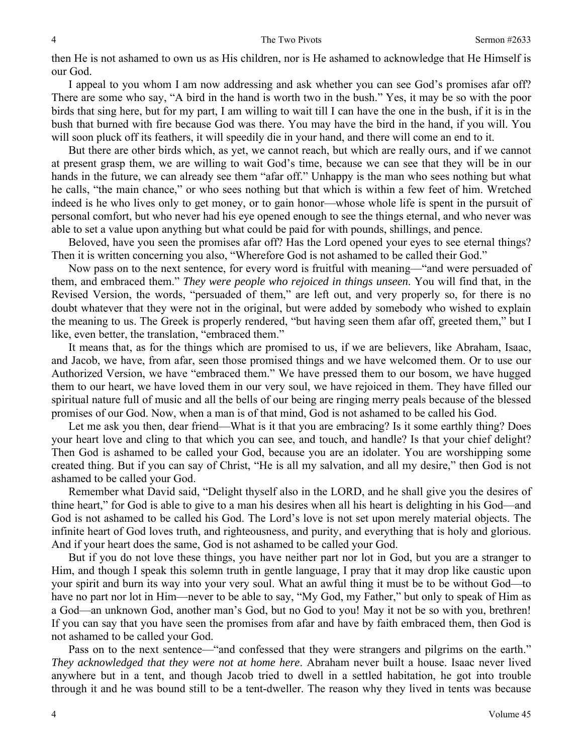then He is not ashamed to own us as His children, nor is He ashamed to acknowledge that He Himself is our God.

I appeal to you whom I am now addressing and ask whether you can see God's promises afar off? There are some who say, "A bird in the hand is worth two in the bush." Yes, it may be so with the poor birds that sing here, but for my part, I am willing to wait till I can have the one in the bush, if it is in the bush that burned with fire because God was there. You may have the bird in the hand, if you will. You will soon pluck off its feathers, it will speedily die in your hand, and there will come an end to it.

But there are other birds which, as yet, we cannot reach, but which are really ours, and if we cannot at present grasp them, we are willing to wait God's time, because we can see that they will be in our hands in the future, we can already see them "afar off." Unhappy is the man who sees nothing but what he calls, "the main chance," or who sees nothing but that which is within a few feet of him. Wretched indeed is he who lives only to get money, or to gain honor—whose whole life is spent in the pursuit of personal comfort, but who never had his eye opened enough to see the things eternal, and who never was able to set a value upon anything but what could be paid for with pounds, shillings, and pence.

Beloved, have you seen the promises afar off? Has the Lord opened your eyes to see eternal things? Then it is written concerning you also, "Wherefore God is not ashamed to be called their God."

Now pass on to the next sentence, for every word is fruitful with meaning—"and were persuaded of them, and embraced them." *They were people who rejoiced in things unseen*. You will find that, in the Revised Version, the words, "persuaded of them," are left out, and very properly so, for there is no doubt whatever that they were not in the original, but were added by somebody who wished to explain the meaning to us. The Greek is properly rendered, "but having seen them afar off, greeted them," but I like, even better, the translation, "embraced them."

It means that, as for the things which are promised to us, if we are believers, like Abraham, Isaac, and Jacob, we have, from afar, seen those promised things and we have welcomed them. Or to use our Authorized Version, we have "embraced them." We have pressed them to our bosom, we have hugged them to our heart, we have loved them in our very soul, we have rejoiced in them. They have filled our spiritual nature full of music and all the bells of our being are ringing merry peals because of the blessed promises of our God. Now, when a man is of that mind, God is not ashamed to be called his God.

Let me ask you then, dear friend—What is it that you are embracing? Is it some earthly thing? Does your heart love and cling to that which you can see, and touch, and handle? Is that your chief delight? Then God is ashamed to be called your God, because you are an idolater. You are worshipping some created thing. But if you can say of Christ, "He is all my salvation, and all my desire," then God is not ashamed to be called your God.

Remember what David said, "Delight thyself also in the LORD, and he shall give you the desires of thine heart," for God is able to give to a man his desires when all his heart is delighting in his God—and God is not ashamed to be called his God. The Lord's love is not set upon merely material objects. The infinite heart of God loves truth, and righteousness, and purity, and everything that is holy and glorious. And if your heart does the same, God is not ashamed to be called your God.

But if you do not love these things, you have neither part nor lot in God, but you are a stranger to Him, and though I speak this solemn truth in gentle language, I pray that it may drop like caustic upon your spirit and burn its way into your very soul. What an awful thing it must be to be without God—to have no part nor lot in Him—never to be able to say, "My God, my Father," but only to speak of Him as a God—an unknown God, another man's God, but no God to you! May it not be so with you, brethren! If you can say that you have seen the promises from afar and have by faith embraced them, then God is not ashamed to be called your God.

Pass on to the next sentence—"and confessed that they were strangers and pilgrims on the earth." *They acknowledged that they were not at home here*. Abraham never built a house. Isaac never lived anywhere but in a tent, and though Jacob tried to dwell in a settled habitation, he got into trouble through it and he was bound still to be a tent-dweller. The reason why they lived in tents was because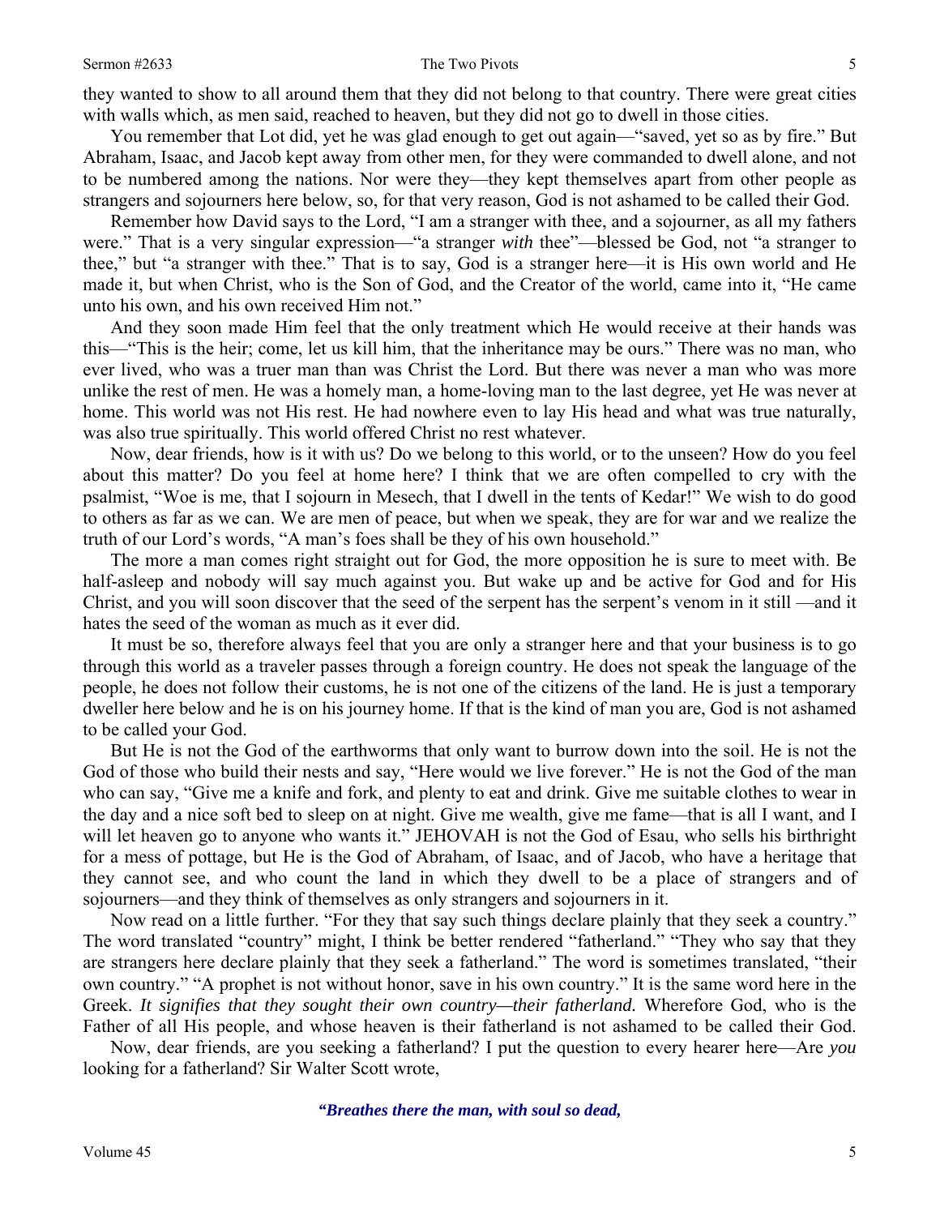they wanted to show to all around them that they did not belong to that country. There were great cities with walls which, as men said, reached to heaven, but they did not go to dwell in those cities.

You remember that Lot did, yet he was glad enough to get out again—"saved, yet so as by fire." But Abraham, Isaac, and Jacob kept away from other men, for they were commanded to dwell alone, and not to be numbered among the nations. Nor were they—they kept themselves apart from other people as strangers and sojourners here below, so, for that very reason, God is not ashamed to be called their God.

Remember how David says to the Lord, "I am a stranger with thee, and a sojourner, as all my fathers were." That is a very singular expression—"a stranger *with* thee"—blessed be God, not "a stranger to thee," but "a stranger with thee." That is to say, God is a stranger here—it is His own world and He made it, but when Christ, who is the Son of God, and the Creator of the world, came into it, "He came unto his own, and his own received Him not."

And they soon made Him feel that the only treatment which He would receive at their hands was this—"This is the heir; come, let us kill him, that the inheritance may be ours." There was no man, who ever lived, who was a truer man than was Christ the Lord. But there was never a man who was more unlike the rest of men. He was a homely man, a home-loving man to the last degree, yet He was never at home. This world was not His rest. He had nowhere even to lay His head and what was true naturally, was also true spiritually. This world offered Christ no rest whatever.

Now, dear friends, how is it with us? Do we belong to this world, or to the unseen? How do you feel about this matter? Do you feel at home here? I think that we are often compelled to cry with the psalmist, "Woe is me, that I sojourn in Mesech, that I dwell in the tents of Kedar!" We wish to do good to others as far as we can. We are men of peace, but when we speak, they are for war and we realize the truth of our Lord's words, "A man's foes shall be they of his own household."

The more a man comes right straight out for God, the more opposition he is sure to meet with. Be half-asleep and nobody will say much against you. But wake up and be active for God and for His Christ, and you will soon discover that the seed of the serpent has the serpent's venom in it still —and it hates the seed of the woman as much as it ever did.

It must be so, therefore always feel that you are only a stranger here and that your business is to go through this world as a traveler passes through a foreign country. He does not speak the language of the people, he does not follow their customs, he is not one of the citizens of the land. He is just a temporary dweller here below and he is on his journey home. If that is the kind of man you are, God is not ashamed to be called your God.

But He is not the God of the earthworms that only want to burrow down into the soil. He is not the God of those who build their nests and say, "Here would we live forever." He is not the God of the man who can say, "Give me a knife and fork, and plenty to eat and drink. Give me suitable clothes to wear in the day and a nice soft bed to sleep on at night. Give me wealth, give me fame—that is all I want, and I will let heaven go to anyone who wants it." JEHOVAH is not the God of Esau, who sells his birthright for a mess of pottage, but He is the God of Abraham, of Isaac, and of Jacob, who have a heritage that they cannot see, and who count the land in which they dwell to be a place of strangers and of sojourners—and they think of themselves as only strangers and sojourners in it.

Now read on a little further. "For they that say such things declare plainly that they seek a country." The word translated "country" might, I think be better rendered "fatherland." "They who say that they are strangers here declare plainly that they seek a fatherland." The word is sometimes translated, "their own country." "A prophet is not without honor, save in his own country." It is the same word here in the Greek. *It signifies that they sought their own country—their fatherland.* Wherefore God, who is the Father of all His people, and whose heaven is their fatherland is not ashamed to be called their God.

Now, dear friends, are you seeking a fatherland? I put the question to every hearer here—Are *you* looking for a fatherland? Sir Walter Scott wrote,

> ***"Breathes there the man, with soul so dead,***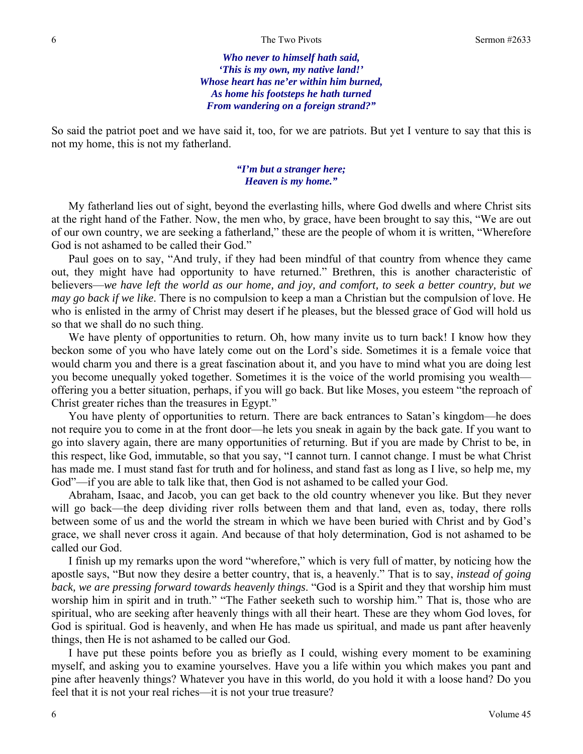*Who never to himself hath said,*
*'This is my own, my native land!'*
*Whose heart has ne'er within him burned,*
*As home his footsteps he hath turned*
*From wandering on a foreign strand?"*

So said the patriot poet and we have said it, too, for we are patriots. But yet I venture to say that this is not my home, this is not my fatherland.

*"I'm but a stranger here;*
*Heaven is my home."*

My fatherland lies out of sight, beyond the everlasting hills, where God dwells and where Christ sits at the right hand of the Father. Now, the men who, by grace, have been brought to say this, "We are out of our own country, we are seeking a fatherland," these are the people of whom it is written, "Wherefore God is not ashamed to be called their God."

Paul goes on to say, "And truly, if they had been mindful of that country from whence they came out, they might have had opportunity to have returned." Brethren, this is another characteristic of believers—*we have left the world as our home, and joy, and comfort, to seek a better country, but we may go back if we like*. There is no compulsion to keep a man a Christian but the compulsion of love. He who is enlisted in the army of Christ may desert if he pleases, but the blessed grace of God will hold us so that we shall do no such thing.

We have plenty of opportunities to return. Oh, how many invite us to turn back! I know how they beckon some of you who have lately come out on the Lord's side. Sometimes it is a female voice that would charm you and there is a great fascination about it, and you have to mind what you are doing lest you become unequally yoked together. Sometimes it is the voice of the world promising you wealth—offering you a better situation, perhaps, if you will go back. But like Moses, you esteem "the reproach of Christ greater riches than the treasures in Egypt."

You have plenty of opportunities to return. There are back entrances to Satan's kingdom—he does not require you to come in at the front door—he lets you sneak in again by the back gate. If you want to go into slavery again, there are many opportunities of returning. But if you are made by Christ to be, in this respect, like God, immutable, so that you say, "I cannot turn. I cannot change. I must be what Christ has made me. I must stand fast for truth and for holiness, and stand fast as long as I live, so help me, my God"—if you are able to talk like that, then God is not ashamed to be called your God.

Abraham, Isaac, and Jacob, you can get back to the old country whenever you like. But they never will go back—the deep dividing river rolls between them and that land, even as, today, there rolls between some of us and the world the stream in which we have been buried with Christ and by God's grace, we shall never cross it again. And because of that holy determination, God is not ashamed to be called our God.

I finish up my remarks upon the word "wherefore," which is very full of matter, by noticing how the apostle says, "But now they desire a better country, that is, a heavenly." That is to say, *instead of going back, we are pressing forward towards heavenly things*. "God is a Spirit and they that worship him must worship him in spirit and in truth." "The Father seeketh such to worship him." That is, those who are spiritual, who are seeking after heavenly things with all their heart. These are they whom God loves, for God is spiritual. God is heavenly, and when He has made us spiritual, and made us pant after heavenly things, then He is not ashamed to be called our God.

I have put these points before you as briefly as I could, wishing every moment to be examining myself, and asking you to examine yourselves. Have you a life within you which makes you pant and pine after heavenly things? Whatever you have in this world, do you hold it with a loose hand? Do you feel that it is not your real riches—it is not your true treasure?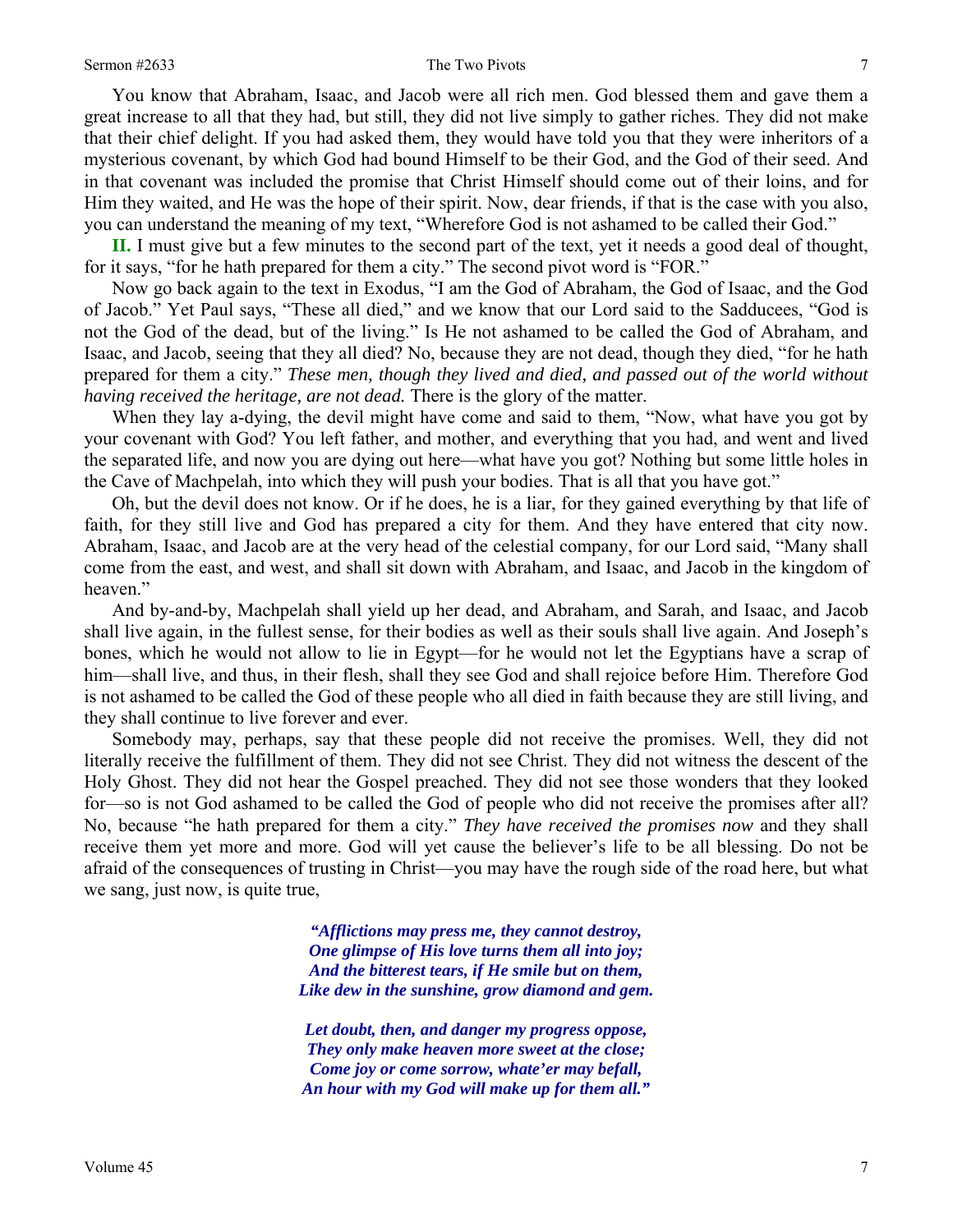You know that Abraham, Isaac, and Jacob were all rich men. God blessed them and gave them a great increase to all that they had, but still, they did not live simply to gather riches. They did not make that their chief delight. If you had asked them, they would have told you that they were inheritors of a mysterious covenant, by which God had bound Himself to be their God, and the God of their seed. And in that covenant was included the promise that Christ Himself should come out of their loins, and for Him they waited, and He was the hope of their spirit. Now, dear friends, if that is the case with you also, you can understand the meaning of my text, "Wherefore God is not ashamed to be called their God."

**II.** I must give but a few minutes to the second part of the text, yet it needs a good deal of thought, for it says, "for he hath prepared for them a city." The second pivot word is "FOR."

Now go back again to the text in Exodus, "I am the God of Abraham, the God of Isaac, and the God of Jacob." Yet Paul says, "These all died," and we know that our Lord said to the Sadducees, "God is not the God of the dead, but of the living." Is He not ashamed to be called the God of Abraham, and Isaac, and Jacob, seeing that they all died? No, because they are not dead, though they died, "for he hath prepared for them a city." *These men, though they lived and died, and passed out of the world without having received the heritage, are not dead.* There is the glory of the matter.

When they lay a-dying, the devil might have come and said to them, "Now, what have you got by your covenant with God? You left father, and mother, and everything that you had, and went and lived the separated life, and now you are dying out here—what have you got? Nothing but some little holes in the Cave of Machpelah, into which they will push your bodies. That is all that you have got."

Oh, but the devil does not know. Or if he does, he is a liar, for they gained everything by that life of faith, for they still live and God has prepared a city for them. And they have entered that city now. Abraham, Isaac, and Jacob are at the very head of the celestial company, for our Lord said, "Many shall come from the east, and west, and shall sit down with Abraham, and Isaac, and Jacob in the kingdom of heaven."

And by-and-by, Machpelah shall yield up her dead, and Abraham, and Sarah, and Isaac, and Jacob shall live again, in the fullest sense, for their bodies as well as their souls shall live again. And Joseph's bones, which he would not allow to lie in Egypt—for he would not let the Egyptians have a scrap of him—shall live, and thus, in their flesh, shall they see God and shall rejoice before Him. Therefore God is not ashamed to be called the God of these people who all died in faith because they are still living, and they shall continue to live forever and ever.

Somebody may, perhaps, say that these people did not receive the promises. Well, they did not literally receive the fulfillment of them. They did not see Christ. They did not witness the descent of the Holy Ghost. They did not hear the Gospel preached. They did not see those wonders that they looked for—so is not God ashamed to be called the God of people who did not receive the promises after all? No, because "he hath prepared for them a city." *They have received the promises now* and they shall receive them yet more and more. God will yet cause the believer's life to be all blessing. Do not be afraid of the consequences of trusting in Christ—you may have the rough side of the road here, but what we sang, just now, is quite true,

> ***"Afflictions may press me, they cannot destroy,***
> ***One glimpse of His love turns them all into joy;***
> ***And the bitterest tears, if He smile but on them,***
> ***Like dew in the sunshine, grow diamond and gem.***
>
> ***Let doubt, then, and danger my progress oppose,***
> ***They only make heaven more sweet at the close;***
> ***Come joy or come sorrow, whate'er may befall,***
> ***An hour with my God will make up for them all."***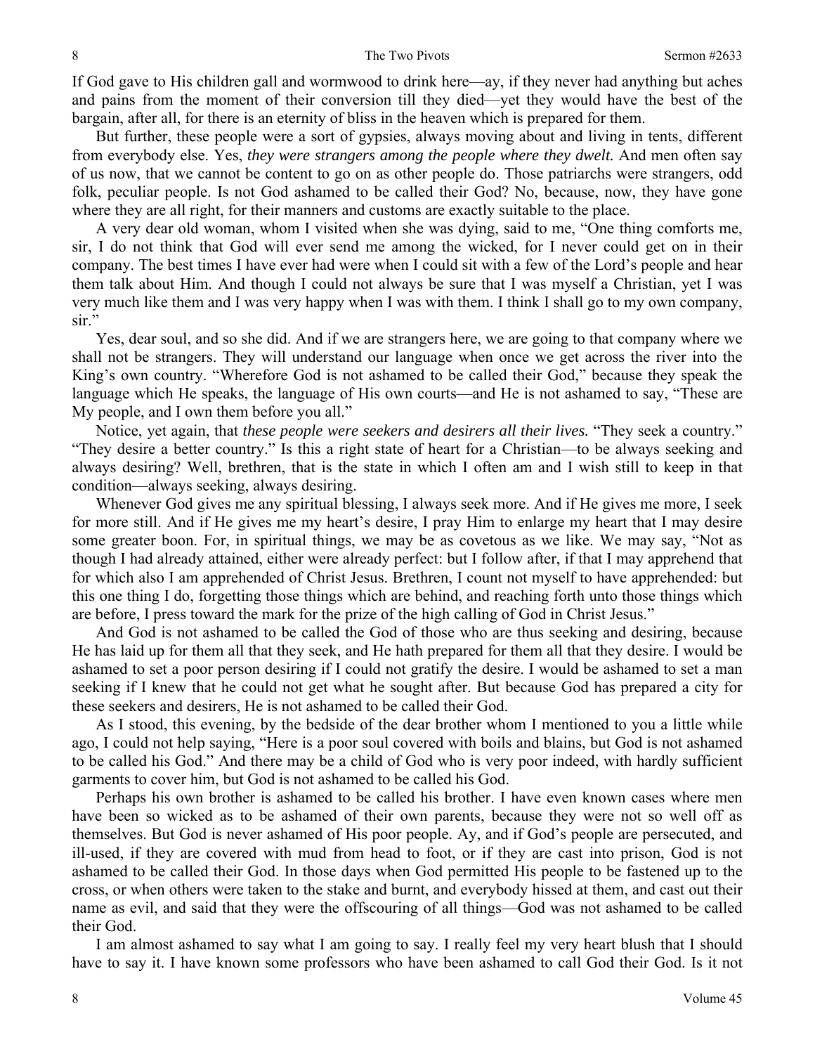If God gave to His children gall and wormwood to drink here—ay, if they never had anything but aches and pains from the moment of their conversion till they died—yet they would have the best of the bargain, after all, for there is an eternity of bliss in the heaven which is prepared for them.

But further, these people were a sort of gypsies, always moving about and living in tents, different from everybody else. Yes, *they were strangers among the people where they dwelt.* And men often say of us now, that we cannot be content to go on as other people do. Those patriarchs were strangers, odd folk, peculiar people. Is not God ashamed to be called their God? No, because, now, they have gone where they are all right, for their manners and customs are exactly suitable to the place.

A very dear old woman, whom I visited when she was dying, said to me, "One thing comforts me, sir, I do not think that God will ever send me among the wicked, for I never could get on in their company. The best times I have ever had were when I could sit with a few of the Lord's people and hear them talk about Him. And though I could not always be sure that I was myself a Christian, yet I was very much like them and I was very happy when I was with them. I think I shall go to my own company, sir."

Yes, dear soul, and so she did. And if we are strangers here, we are going to that company where we shall not be strangers. They will understand our language when once we get across the river into the King's own country. "Wherefore God is not ashamed to be called their God," because they speak the language which He speaks, the language of His own courts—and He is not ashamed to say, "These are My people, and I own them before you all."

Notice, yet again, that *these people were seekers and desirers all their lives.* "They seek a country." "They desire a better country." Is this a right state of heart for a Christian—to be always seeking and always desiring? Well, brethren, that is the state in which I often am and I wish still to keep in that condition—always seeking, always desiring.

Whenever God gives me any spiritual blessing, I always seek more. And if He gives me more, I seek for more still. And if He gives me my heart's desire, I pray Him to enlarge my heart that I may desire some greater boon. For, in spiritual things, we may be as covetous as we like. We may say, "Not as though I had already attained, either were already perfect: but I follow after, if that I may apprehend that for which also I am apprehended of Christ Jesus. Brethren, I count not myself to have apprehended: but this one thing I do, forgetting those things which are behind, and reaching forth unto those things which are before, I press toward the mark for the prize of the high calling of God in Christ Jesus."

And God is not ashamed to be called the God of those who are thus seeking and desiring, because He has laid up for them all that they seek, and He hath prepared for them all that they desire. I would be ashamed to set a poor person desiring if I could not gratify the desire. I would be ashamed to set a man seeking if I knew that he could not get what he sought after. But because God has prepared a city for these seekers and desirers, He is not ashamed to be called their God.

As I stood, this evening, by the bedside of the dear brother whom I mentioned to you a little while ago, I could not help saying, "Here is a poor soul covered with boils and blains, but God is not ashamed to be called his God." And there may be a child of God who is very poor indeed, with hardly sufficient garments to cover him, but God is not ashamed to be called his God.

Perhaps his own brother is ashamed to be called his brother. I have even known cases where men have been so wicked as to be ashamed of their own parents, because they were not so well off as themselves. But God is never ashamed of His poor people. Ay, and if God's people are persecuted, and ill-used, if they are covered with mud from head to foot, or if they are cast into prison, God is not ashamed to be called their God. In those days when God permitted His people to be fastened up to the cross, or when others were taken to the stake and burnt, and everybody hissed at them, and cast out their name as evil, and said that they were the offscouring of all things—God was not ashamed to be called their God.

I am almost ashamed to say what I am going to say. I really feel my very heart blush that I should have to say it. I have known some professors who have been ashamed to call God their God. Is it not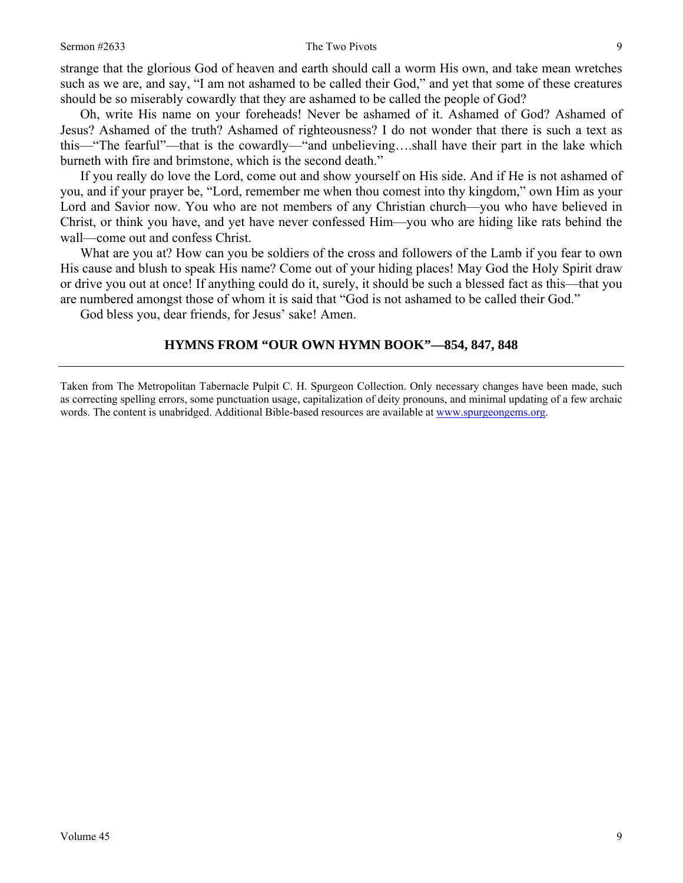strange that the glorious God of heaven and earth should call a worm His own, and take mean wretches such as we are, and say, "I am not ashamed to be called their God," and yet that some of these creatures should be so miserably cowardly that they are ashamed to be called the people of God?

Oh, write His name on your foreheads! Never be ashamed of it. Ashamed of God? Ashamed of Jesus? Ashamed of the truth? Ashamed of righteousness? I do not wonder that there is such a text as this—"The fearful"—that is the cowardly—"and unbelieving….shall have their part in the lake which burneth with fire and brimstone, which is the second death."

If you really do love the Lord, come out and show yourself on His side. And if He is not ashamed of you, and if your prayer be, "Lord, remember me when thou comest into thy kingdom," own Him as your Lord and Savior now. You who are not members of any Christian church—you who have believed in Christ, or think you have, and yet have never confessed Him—you who are hiding like rats behind the wall—come out and confess Christ.

What are you at? How can you be soldiers of the cross and followers of the Lamb if you fear to own His cause and blush to speak His name? Come out of your hiding places! May God the Holy Spirit draw or drive you out at once! If anything could do it, surely, it should be such a blessed fact as this—that you are numbered amongst those of whom it is said that "God is not ashamed to be called their God."

God bless you, dear friends, for Jesus' sake! Amen.

## HYMNS FROM "OUR OWN HYMN BOOK"—854, 847, 848

---

Taken from The Metropolitan Tabernacle Pulpit C. H. Spurgeon Collection. Only necessary changes have been made, such as correcting spelling errors, some punctuation usage, capitalization of deity pronouns, and minimal updating of a few archaic words. The content is unabridged. Additional Bible-based resources are available at www.spurgeongems.org.